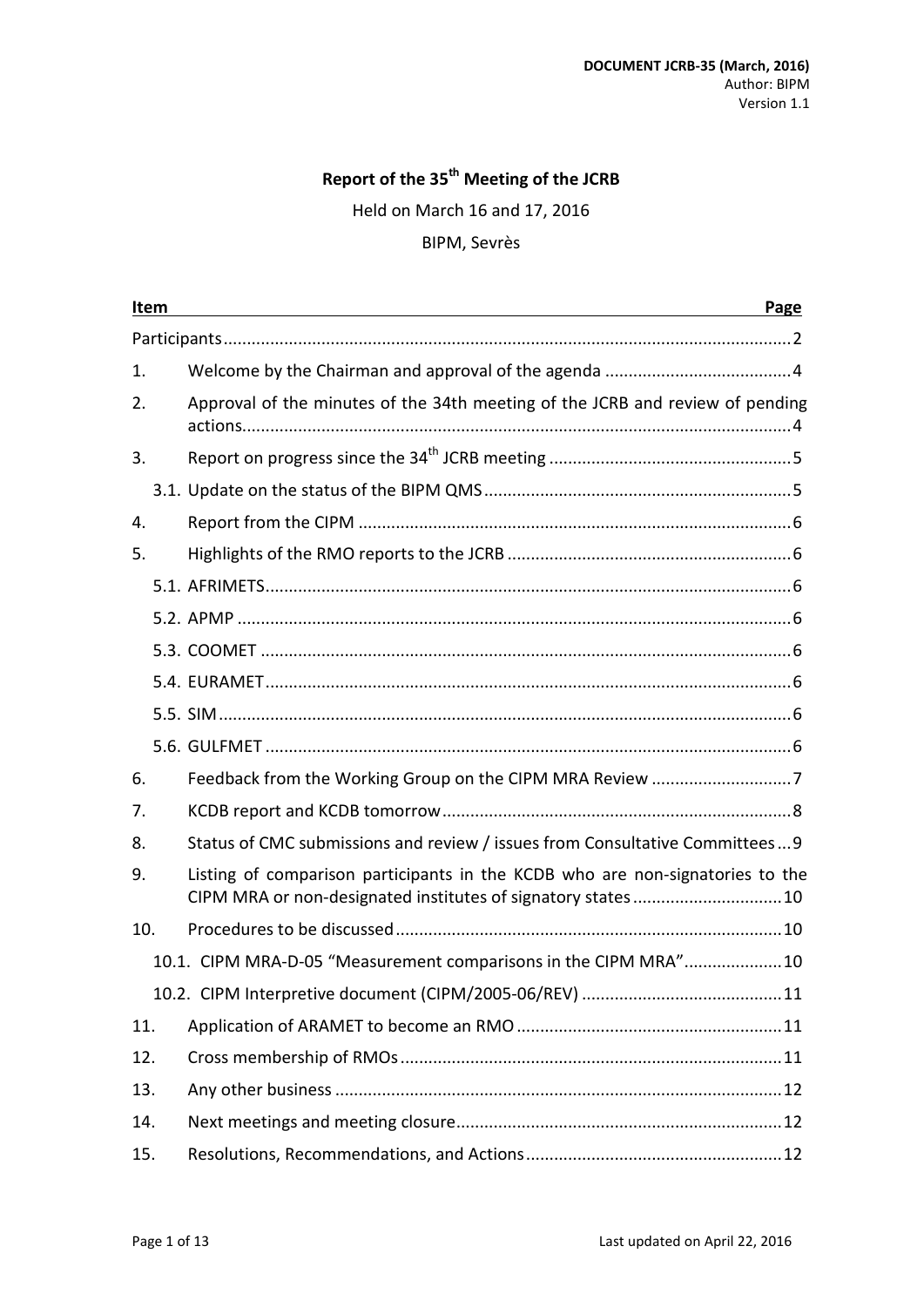**DOCUMENT JCRB-35 (March, 2016)**
Author: BIPM
Version 1.1

# Report of the 35th Meeting of the JCRB

Held on March 16 and 17, 2016

BIPM, Sevrès

| Item | Page |
|---|---|
| Participants | 2 |
| 1. Welcome by the Chairman and approval of the agenda | 4 |
| 2. Approval of the minutes of the 34th meeting of the JCRB and review of pending actions | 4 |
| 3. Report on progress since the 34th JCRB meeting | 5 |
| 3.1. Update on the status of the BIPM QMS | 5 |
| 4. Report from the CIPM | 6 |
| 5. Highlights of the RMO reports to the JCRB | 6 |
| 5.1. AFRIMETS | 6 |
| 5.2. APMP | 6 |
| 5.3. COOMET | 6 |
| 5.4. EURAMET | 6 |
| 5.5. SIM | 6 |
| 5.6. GULFMET | 6 |
| 6. Feedback from the Working Group on the CIPM MRA Review | 7 |
| 7. KCDB report and KCDB tomorrow | 8 |
| 8. Status of CMC submissions and review / issues from Consultative Committees | 9 |
| 9. Listing of comparison participants in the KCDB who are non-signatories to the CIPM MRA or non-designated institutes of signatory states | 10 |
| 10. Procedures to be discussed | 10 |
| 10.1. CIPM MRA-D-05 "Measurement comparisons in the CIPM MRA" | 10 |
| 10.2. CIPM Interpretive document (CIPM/2005-06/REV) | 11 |
| 11. Application of ARAMET to become an RMO | 11 |
| 12. Cross membership of RMOs | 11 |
| 13. Any other business | 12 |
| 14. Next meetings and meeting closure | 12 |
| 15. Resolutions, Recommendations, and Actions | 12 |

Last updated on April 22, 2016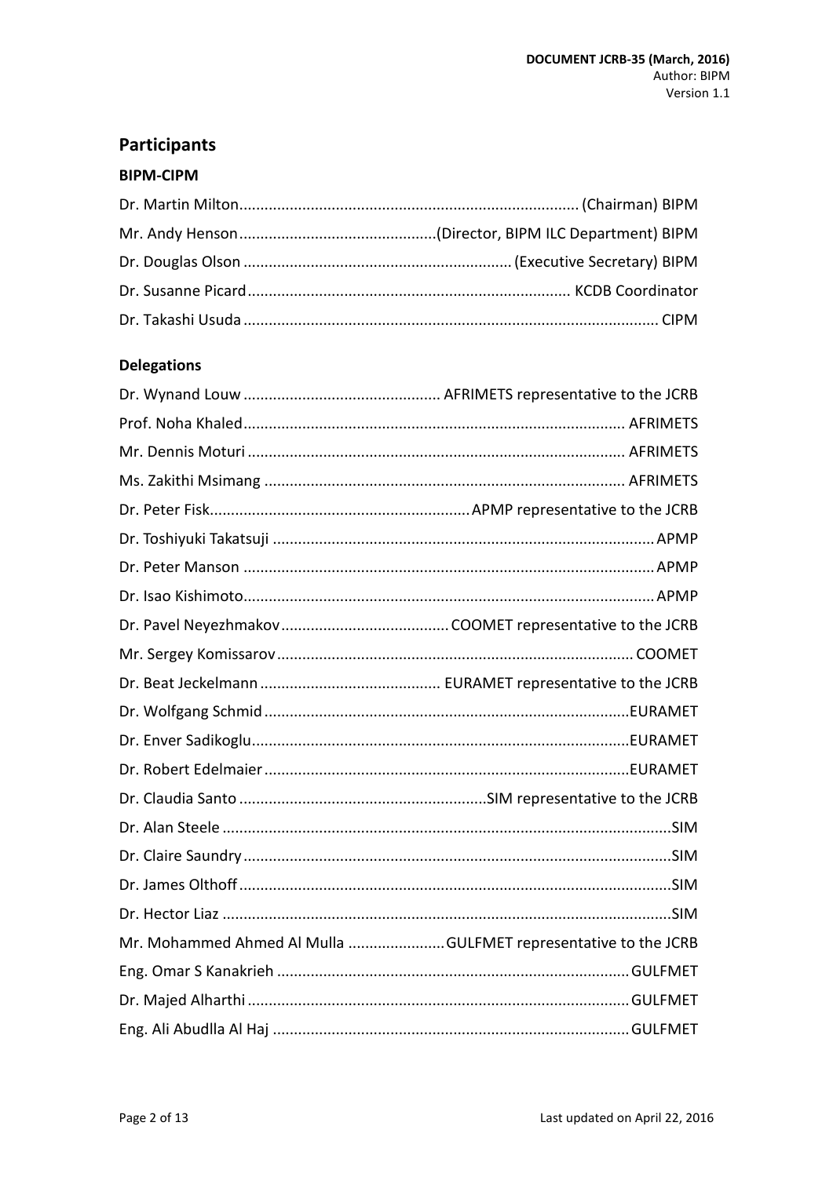## Participants

### BIPM-CIPM

Dr. Martin Milton................................................................................ (Chairman) BIPM

Mr. Andy Henson...............................................(Director, BIPM ILC Department) BIPM

Dr. Douglas Olson ............................................................... (Executive Secretary) BIPM

Dr. Susanne Picard........................................................................... KCDB Coordinator

Dr. Takashi Usuda ................................................................................................. CIPM

### Delegations

Dr. Wynand Louw .............................................. AFRIMETS representative to the JCRB

Prof. Noha Khaled......................................................................................... AFRIMETS

Mr. Dennis Moturi ........................................................................................ AFRIMETS

Ms. Zakithi Msimang ..................................................................................... AFRIMETS

Dr. Peter Fisk.............................................................APMP representative to the JCRB

Dr. Toshiyuki Takatsuji .......................................................................................... APMP

Dr. Peter Manson ................................................................................................. APMP

Dr. Isao Kishimoto................................................................................................. APMP

Dr. Pavel Neyezhmakov ........................................COOMET representative to the JCRB

Mr. Sergey Komissarov .................................................................................... COOMET

Dr. Beat Jeckelmann ........................................... EURAMET representative to the JCRB

Dr. Wolfgang Schmid ......................................................................................EURAMET

Dr. Enver Sadikoglu.........................................................................................EURAMET

Dr. Robert Edelmaier ......................................................................................EURAMET

Dr. Claudia Santo ...........................................................SIM representative to the JCRB

Dr. Alan Steele ..........................................................................................................SIM

Dr. Claire Saundry .....................................................................................................SIM

Dr. James Olthoff ......................................................................................................SIM

Dr. Hector Liaz ..........................................................................................................SIM

Mr. Mohammed Ahmed Al Mulla .......................GULFMET representative to the JCRB

Eng. Omar S Kanakrieh ................................................................................... GULFMET

Dr. Majed Alharthi .......................................................................................... GULFMET

Eng. Ali Abudlla Al Haj .................................................................................... GULFMET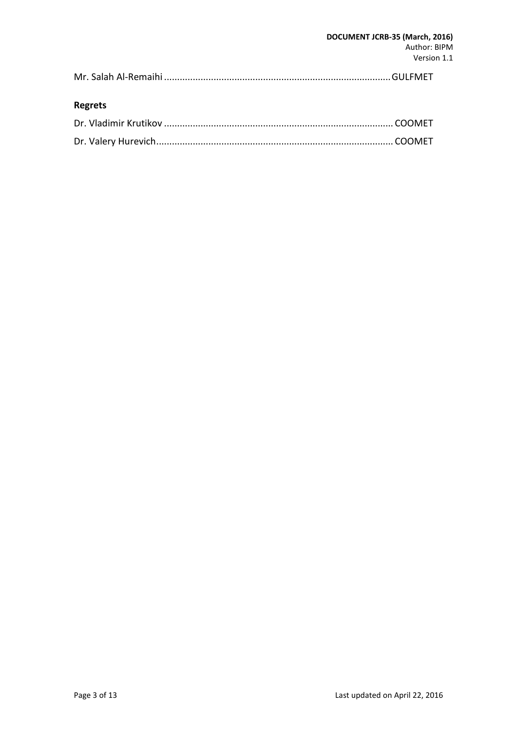Mr. Salah Al-Remaihi ........................................................................................ GULFMET

**Regrets**

Dr. Vladimir Krutikov ........................................................................................ COOMET

Dr. Valery Hurevich........................................................................................... COOMET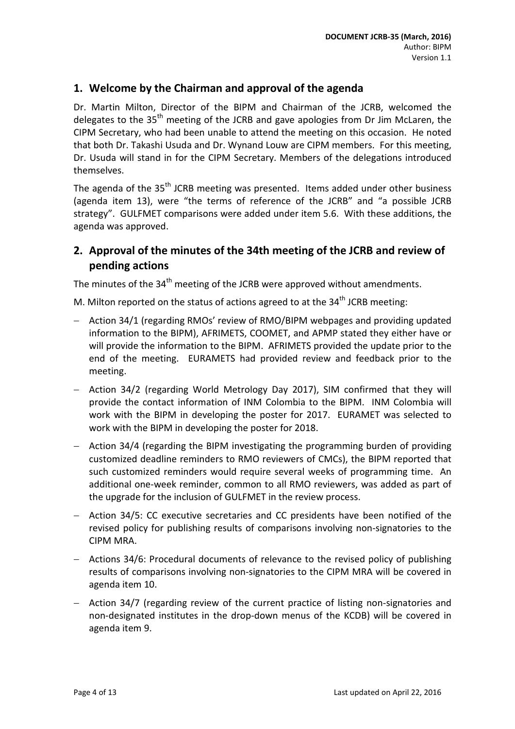## 1. Welcome by the Chairman and approval of the agenda

Dr. Martin Milton, Director of the BIPM and Chairman of the JCRB, welcomed the delegates to the 35th meeting of the JCRB and gave apologies from Dr Jim McLaren, the CIPM Secretary, who had been unable to attend the meeting on this occasion. He noted that both Dr. Takashi Usuda and Dr. Wynand Louw are CIPM members. For this meeting, Dr. Usuda will stand in for the CIPM Secretary. Members of the delegations introduced themselves.

The agenda of the 35th JCRB meeting was presented. Items added under other business (agenda item 13), were "the terms of reference of the JCRB" and "a possible JCRB strategy". GULFMET comparisons were added under item 5.6. With these additions, the agenda was approved.

## 2. Approval of the minutes of the 34th meeting of the JCRB and review of pending actions

The minutes of the 34th meeting of the JCRB were approved without amendments.

M. Milton reported on the status of actions agreed to at the 34th JCRB meeting:

- Action 34/1 (regarding RMOs' review of RMO/BIPM webpages and providing updated information to the BIPM), AFRIMETS, COOMET, and APMP stated they either have or will provide the information to the BIPM. AFRIMETS provided the update prior to the end of the meeting. EURAMETS had provided review and feedback prior to the meeting.
- Action 34/2 (regarding World Metrology Day 2017), SIM confirmed that they will provide the contact information of INM Colombia to the BIPM. INM Colombia will work with the BIPM in developing the poster for 2017. EURAMET was selected to work with the BIPM in developing the poster for 2018.
- Action 34/4 (regarding the BIPM investigating the programming burden of providing customized deadline reminders to RMO reviewers of CMCs), the BIPM reported that such customized reminders would require several weeks of programming time. An additional one-week reminder, common to all RMO reviewers, was added as part of the upgrade for the inclusion of GULFMET in the review process.
- Action 34/5: CC executive secretaries and CC presidents have been notified of the revised policy for publishing results of comparisons involving non-signatories to the CIPM MRA.
- Actions 34/6: Procedural documents of relevance to the revised policy of publishing results of comparisons involving non-signatories to the CIPM MRA will be covered in agenda item 10.
- Action 34/7 (regarding review of the current practice of listing non-signatories and non-designated institutes in the drop-down menus of the KCDB) will be covered in agenda item 9.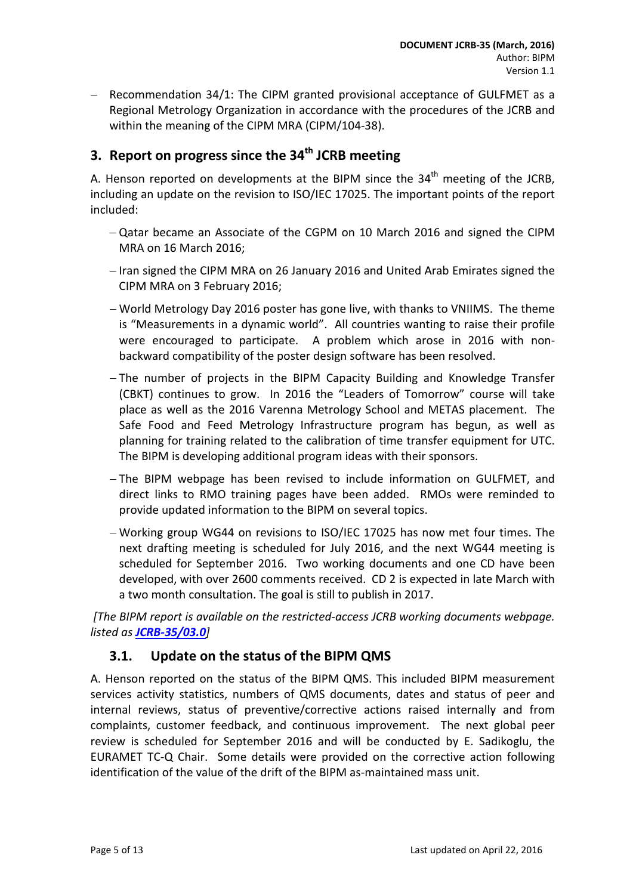- Recommendation 34/1: The CIPM granted provisional acceptance of GULFMET as a Regional Metrology Organization in accordance with the procedures of the JCRB and within the meaning of the CIPM MRA (CIPM/104-38).

## 3. Report on progress since the 34th JCRB meeting

A. Henson reported on developments at the BIPM since the 34th meeting of the JCRB, including an update on the revision to ISO/IEC 17025. The important points of the report included:

- Qatar became an Associate of the CGPM on 10 March 2016 and signed the CIPM MRA on 16 March 2016;
- Iran signed the CIPM MRA on 26 January 2016 and United Arab Emirates signed the CIPM MRA on 3 February 2016;
- World Metrology Day 2016 poster has gone live, with thanks to VNIIMS. The theme is "Measurements in a dynamic world". All countries wanting to raise their profile were encouraged to participate. A problem which arose in 2016 with non-backward compatibility of the poster design software has been resolved.
- The number of projects in the BIPM Capacity Building and Knowledge Transfer (CBKT) continues to grow. In 2016 the "Leaders of Tomorrow" course will take place as well as the 2016 Varenna Metrology School and METAS placement. The Safe Food and Feed Metrology Infrastructure program has begun, as well as planning for training related to the calibration of time transfer equipment for UTC. The BIPM is developing additional program ideas with their sponsors.
- The BIPM webpage has been revised to include information on GULFMET, and direct links to RMO training pages have been added. RMOs were reminded to provide updated information to the BIPM on several topics.
- Working group WG44 on revisions to ISO/IEC 17025 has now met four times. The next drafting meeting is scheduled for July 2016, and the next WG44 meeting is scheduled for September 2016. Two working documents and one CD have been developed, with over 2600 comments received. CD 2 is expected in late March with a two month consultation. The goal is still to publish in 2017.

*[The BIPM report is available on the restricted-access JCRB working documents webpage. listed as **JCRB-35/03.0**]*

### 3.1. Update on the status of the BIPM QMS

A. Henson reported on the status of the BIPM QMS. This included BIPM measurement services activity statistics, numbers of QMS documents, dates and status of peer and internal reviews, status of preventive/corrective actions raised internally and from complaints, customer feedback, and continuous improvement. The next global peer review is scheduled for September 2016 and will be conducted by E. Sadikoglu, the EURAMET TC-Q Chair. Some details were provided on the corrective action following identification of the value of the drift of the BIPM as-maintained mass unit.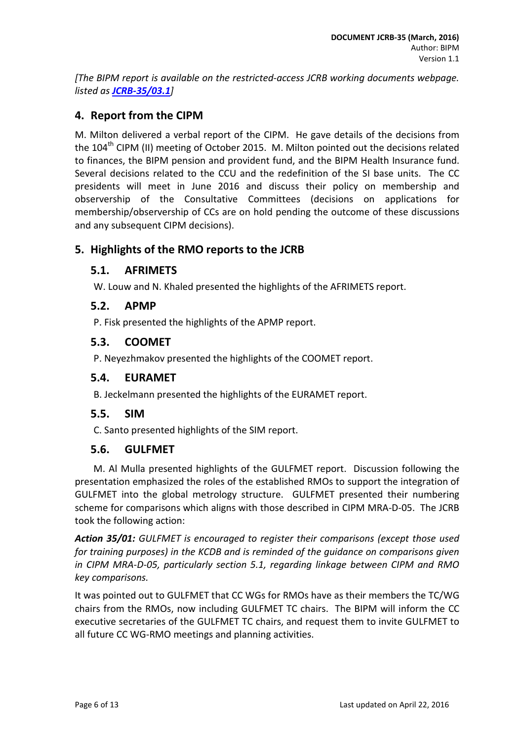*[The BIPM report is available on the restricted-access JCRB working documents webpage. listed as **JCRB-35/03.1**]*

## 4. Report from the CIPM

M. Milton delivered a verbal report of the CIPM. He gave details of the decisions from the 104th CIPM (II) meeting of October 2015. M. Milton pointed out the decisions related to finances, the BIPM pension and provident fund, and the BIPM Health Insurance fund. Several decisions related to the CCU and the redefinition of the SI base units. The CC presidents will meet in June 2016 and discuss their policy on membership and observership of the Consultative Committees (decisions on applications for membership/observership of CCs are on hold pending the outcome of these discussions and any subsequent CIPM decisions).

## 5. Highlights of the RMO reports to the JCRB

### 5.1. AFRIMETS

W. Louw and N. Khaled presented the highlights of the AFRIMETS report.

### 5.2. APMP

P. Fisk presented the highlights of the APMP report.

### 5.3. COOMET

P. Neyezhmakov presented the highlights of the COOMET report.

### 5.4. EURAMET

B. Jeckelmann presented the highlights of the EURAMET report.

### 5.5. SIM

C. Santo presented highlights of the SIM report.

### 5.6. GULFMET

M. Al Mulla presented highlights of the GULFMET report. Discussion following the presentation emphasized the roles of the established RMOs to support the integration of GULFMET into the global metrology structure. GULFMET presented their numbering scheme for comparisons which aligns with those described in CIPM MRA-D-05. The JCRB took the following action:

***Action 35/01:*** *GULFMET is encouraged to register their comparisons (except those used for training purposes) in the KCDB and is reminded of the guidance on comparisons given in CIPM MRA-D-05, particularly section 5.1, regarding linkage between CIPM and RMO key comparisons.*

It was pointed out to GULFMET that CC WGs for RMOs have as their members the TC/WG chairs from the RMOs, now including GULFMET TC chairs. The BIPM will inform the CC executive secretaries of the GULFMET TC chairs, and request them to invite GULFMET to all future CC WG-RMO meetings and planning activities.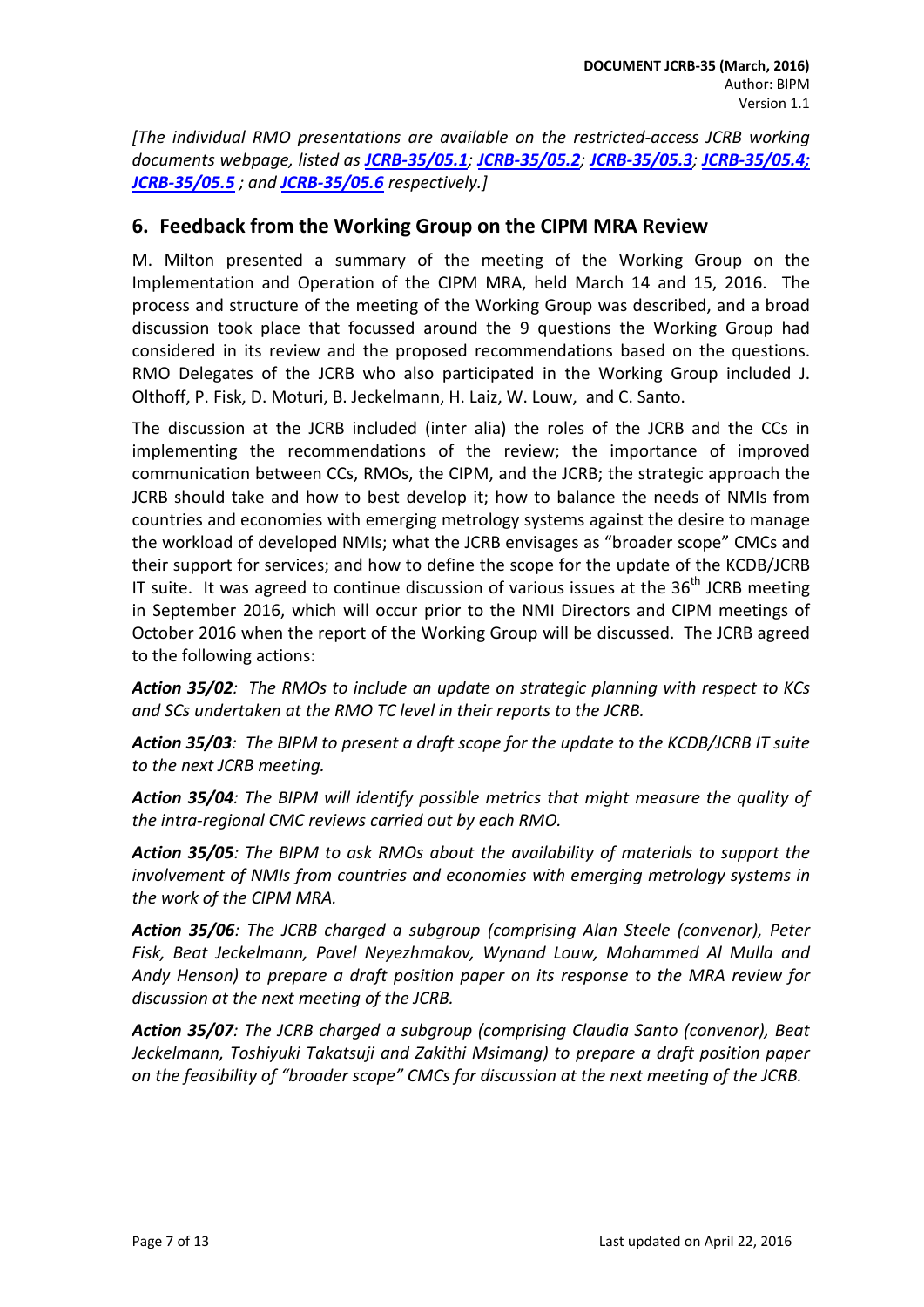*[The individual RMO presentations are available on the restricted-access JCRB working documents webpage, listed as **JCRB-35/05.1**; **JCRB-35/05.2**; **JCRB-35/05.3**; **JCRB-35/05.4; JCRB-35/05.5** ; and **JCRB-35/05.6** respectively.]*

## 6. Feedback from the Working Group on the CIPM MRA Review

M. Milton presented a summary of the meeting of the Working Group on the Implementation and Operation of the CIPM MRA, held March 14 and 15, 2016. The process and structure of the meeting of the Working Group was described, and a broad discussion took place that focussed around the 9 questions the Working Group had considered in its review and the proposed recommendations based on the questions. RMO Delegates of the JCRB who also participated in the Working Group included J. Olthoff, P. Fisk, D. Moturi, B. Jeckelmann, H. Laiz, W. Louw, and C. Santo.

The discussion at the JCRB included (inter alia) the roles of the JCRB and the CCs in implementing the recommendations of the review; the importance of improved communication between CCs, RMOs, the CIPM, and the JCRB; the strategic approach the JCRB should take and how to best develop it; how to balance the needs of NMIs from countries and economies with emerging metrology systems against the desire to manage the workload of developed NMIs; what the JCRB envisages as "broader scope" CMCs and their support for services; and how to define the scope for the update of the KCDB/JCRB IT suite. It was agreed to continue discussion of various issues at the 36th JCRB meeting in September 2016, which will occur prior to the NMI Directors and CIPM meetings of October 2016 when the report of the Working Group will be discussed. The JCRB agreed to the following actions:

***Action 35/02**: The RMOs to include an update on strategic planning with respect to KCs and SCs undertaken at the RMO TC level in their reports to the JCRB.*

***Action 35/03**: The BIPM to present a draft scope for the update to the KCDB/JCRB IT suite to the next JCRB meeting.*

***Action 35/04**: The BIPM will identify possible metrics that might measure the quality of the intra-regional CMC reviews carried out by each RMO.*

***Action 35/05**: The BIPM to ask RMOs about the availability of materials to support the involvement of NMIs from countries and economies with emerging metrology systems in the work of the CIPM MRA.*

***Action 35/06**: The JCRB charged a subgroup (comprising Alan Steele (convenor), Peter Fisk, Beat Jeckelmann, Pavel Neyezhmakov, Wynand Louw, Mohammed Al Mulla and Andy Henson) to prepare a draft position paper on its response to the MRA review for discussion at the next meeting of the JCRB.*

***Action 35/07**: The JCRB charged a subgroup (comprising Claudia Santo (convenor), Beat Jeckelmann, Toshiyuki Takatsuji and Zakithi Msimang) to prepare a draft position paper on the feasibility of "broader scope" CMCs for discussion at the next meeting of the JCRB.*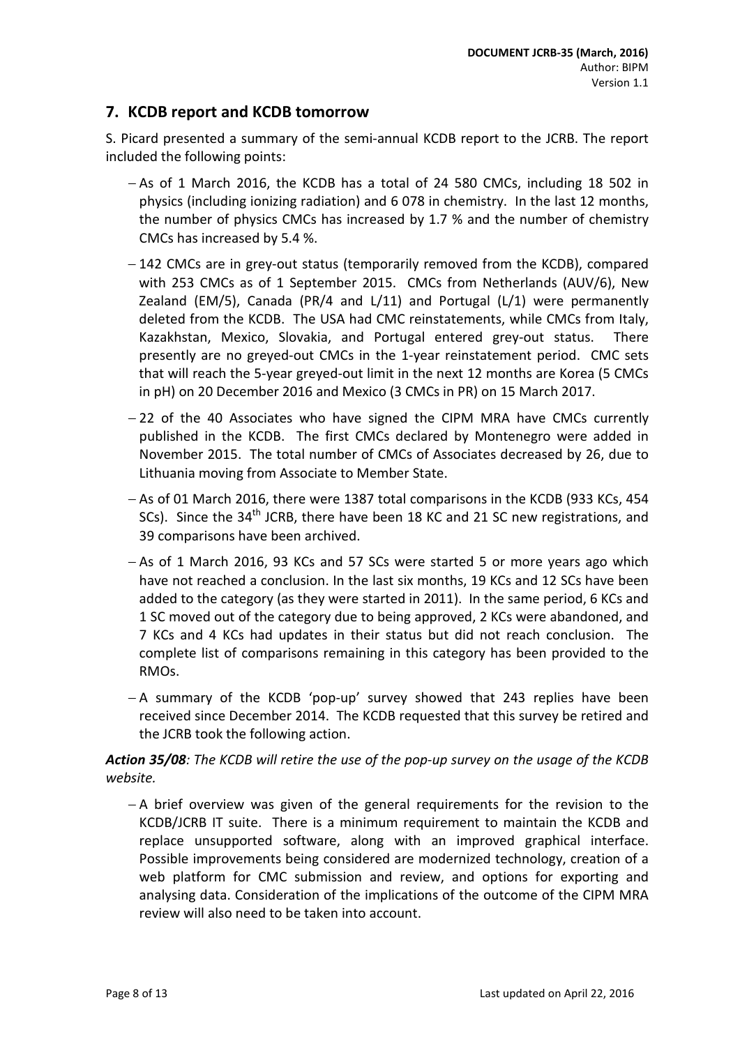## 7. KCDB report and KCDB tomorrow

S. Picard presented a summary of the semi-annual KCDB report to the JCRB. The report included the following points:

- As of 1 March 2016, the KCDB has a total of 24 580 CMCs, including 18 502 in physics (including ionizing radiation) and 6 078 in chemistry. In the last 12 months, the number of physics CMCs has increased by 1.7 % and the number of chemistry CMCs has increased by 5.4 %.
- 142 CMCs are in grey-out status (temporarily removed from the KCDB), compared with 253 CMCs as of 1 September 2015. CMCs from Netherlands (AUV/6), New Zealand (EM/5), Canada (PR/4 and L/11) and Portugal (L/1) were permanently deleted from the KCDB. The USA had CMC reinstatements, while CMCs from Italy, Kazakhstan, Mexico, Slovakia, and Portugal entered grey-out status. There presently are no greyed-out CMCs in the 1-year reinstatement period. CMC sets that will reach the 5-year greyed-out limit in the next 12 months are Korea (5 CMCs in pH) on 20 December 2016 and Mexico (3 CMCs in PR) on 15 March 2017.
- 22 of the 40 Associates who have signed the CIPM MRA have CMCs currently published in the KCDB. The first CMCs declared by Montenegro were added in November 2015. The total number of CMCs of Associates decreased by 26, due to Lithuania moving from Associate to Member State.
- As of 01 March 2016, there were 1387 total comparisons in the KCDB (933 KCs, 454 SCs). Since the 34th JCRB, there have been 18 KC and 21 SC new registrations, and 39 comparisons have been archived.
- As of 1 March 2016, 93 KCs and 57 SCs were started 5 or more years ago which have not reached a conclusion. In the last six months, 19 KCs and 12 SCs have been added to the category (as they were started in 2011). In the same period, 6 KCs and 1 SC moved out of the category due to being approved, 2 KCs were abandoned, and 7 KCs and 4 KCs had updates in their status but did not reach conclusion. The complete list of comparisons remaining in this category has been provided to the RMOs.
- A summary of the KCDB 'pop-up' survey showed that 243 replies have been received since December 2014. The KCDB requested that this survey be retired and the JCRB took the following action.

***Action 35/08****: The KCDB will retire the use of the pop-up survey on the usage of the KCDB website.*

- A brief overview was given of the general requirements for the revision to the KCDB/JCRB IT suite. There is a minimum requirement to maintain the KCDB and replace unsupported software, along with an improved graphical interface. Possible improvements being considered are modernized technology, creation of a web platform for CMC submission and review, and options for exporting and analysing data. Consideration of the implications of the outcome of the CIPM MRA review will also need to be taken into account.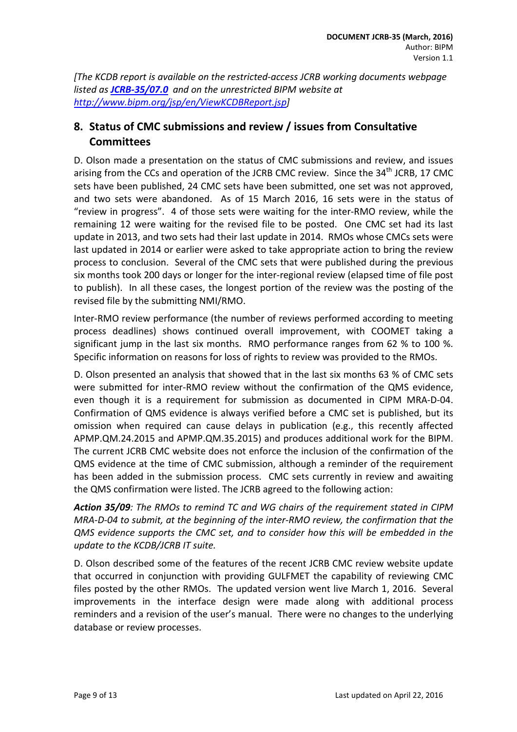*[The KCDB report is available on the restricted-access JCRB working documents webpage listed as* ***JCRB-35/07.0*** *and on the unrestricted BIPM website at http://www.bipm.org/jsp/en/ViewKCDBReport.jsp]*

## 8. Status of CMC submissions and review / issues from Consultative Committees

D. Olson made a presentation on the status of CMC submissions and review, and issues arising from the CCs and operation of the JCRB CMC review. Since the 34th JCRB, 17 CMC sets have been published, 24 CMC sets have been submitted, one set was not approved, and two sets were abandoned. As of 15 March 2016, 16 sets were in the status of "review in progress". 4 of those sets were waiting for the inter-RMO review, while the remaining 12 were waiting for the revised file to be posted. One CMC set had its last update in 2013, and two sets had their last update in 2014. RMOs whose CMCs sets were last updated in 2014 or earlier were asked to take appropriate action to bring the review process to conclusion. Several of the CMC sets that were published during the previous six months took 200 days or longer for the inter-regional review (elapsed time of file post to publish). In all these cases, the longest portion of the review was the posting of the revised file by the submitting NMI/RMO.

Inter-RMO review performance (the number of reviews performed according to meeting process deadlines) shows continued overall improvement, with COOMET taking a significant jump in the last six months. RMO performance ranges from 62 % to 100 %. Specific information on reasons for loss of rights to review was provided to the RMOs.

D. Olson presented an analysis that showed that in the last six months 63 % of CMC sets were submitted for inter-RMO review without the confirmation of the QMS evidence, even though it is a requirement for submission as documented in CIPM MRA-D-04. Confirmation of QMS evidence is always verified before a CMC set is published, but its omission when required can cause delays in publication (e.g., this recently affected APMP.QM.24.2015 and APMP.QM.35.2015) and produces additional work for the BIPM. The current JCRB CMC website does not enforce the inclusion of the confirmation of the QMS evidence at the time of CMC submission, although a reminder of the requirement has been added in the submission process. CMC sets currently in review and awaiting the QMS confirmation were listed. The JCRB agreed to the following action:

***Action 35/09****: The RMOs to remind TC and WG chairs of the requirement stated in CIPM MRA-D-04 to submit, at the beginning of the inter-RMO review, the confirmation that the QMS evidence supports the CMC set, and to consider how this will be embedded in the update to the KCDB/JCRB IT suite.*

D. Olson described some of the features of the recent JCRB CMC review website update that occurred in conjunction with providing GULFMET the capability of reviewing CMC files posted by the other RMOs. The updated version went live March 1, 2016. Several improvements in the interface design were made along with additional process reminders and a revision of the user's manual. There were no changes to the underlying database or review processes.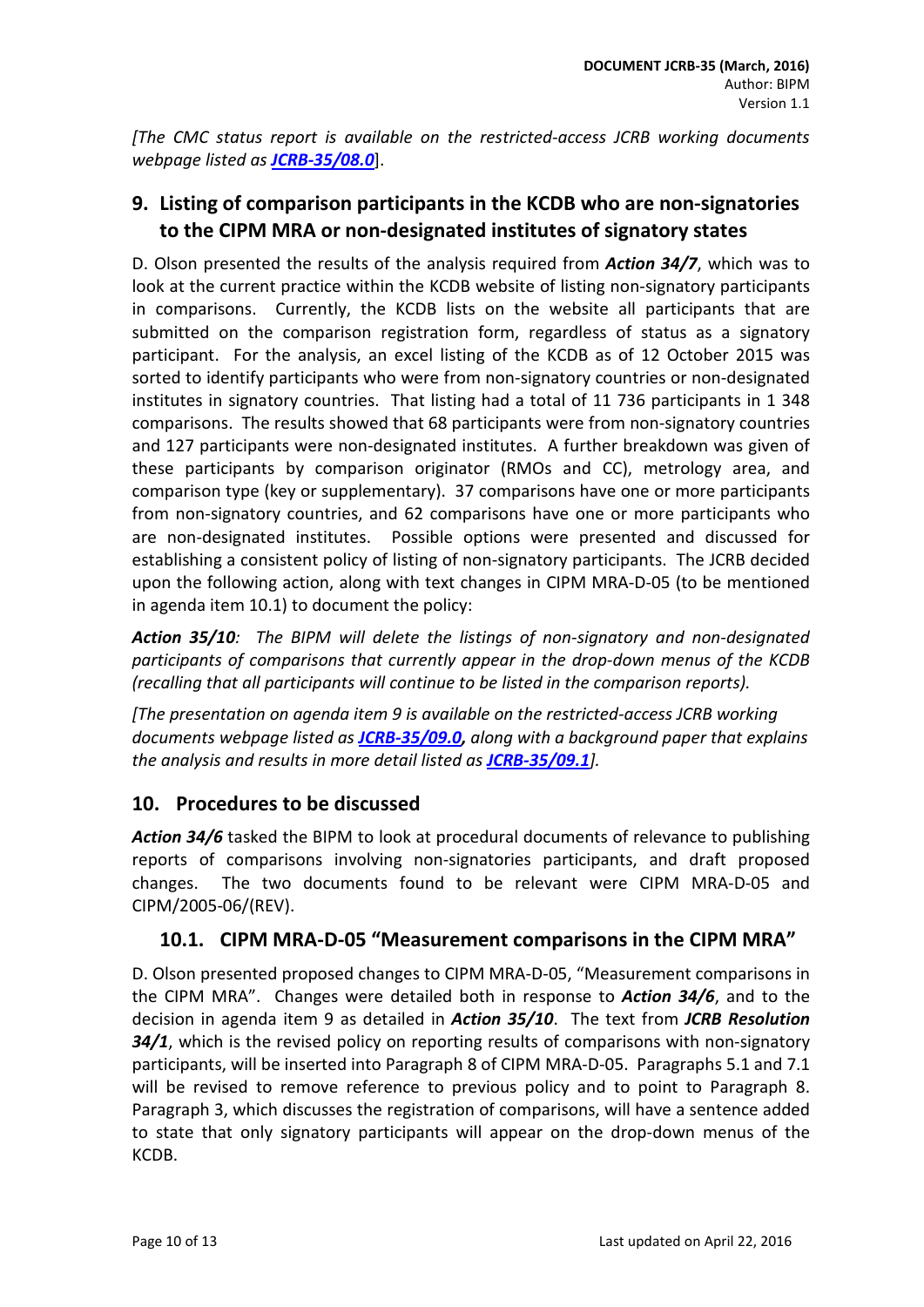*[The CMC status report is available on the restricted-access JCRB working documents webpage listed as* ***JCRB-35/08.0***].

## 9. Listing of comparison participants in the KCDB who are non-signatories to the CIPM MRA or non-designated institutes of signatory states

D. Olson presented the results of the analysis required from ***Action 34/7***, which was to look at the current practice within the KCDB website of listing non-signatory participants in comparisons. Currently, the KCDB lists on the website all participants that are submitted on the comparison registration form, regardless of status as a signatory participant. For the analysis, an excel listing of the KCDB as of 12 October 2015 was sorted to identify participants who were from non-signatory countries or non-designated institutes in signatory countries. That listing had a total of 11 736 participants in 1 348 comparisons. The results showed that 68 participants were from non-signatory countries and 127 participants were non-designated institutes. A further breakdown was given of these participants by comparison originator (RMOs and CC), metrology area, and comparison type (key or supplementary). 37 comparisons have one or more participants from non-signatory countries, and 62 comparisons have one or more participants who are non-designated institutes. Possible options were presented and discussed for establishing a consistent policy of listing of non-signatory participants. The JCRB decided upon the following action, along with text changes in CIPM MRA-D-05 (to be mentioned in agenda item 10.1) to document the policy:

***Action 35/10****: The BIPM will delete the listings of non-signatory and non-designated participants of comparisons that currently appear in the drop-down menus of the KCDB (recalling that all participants will continue to be listed in the comparison reports).*

*[The presentation on agenda item 9 is available on the restricted-access JCRB working documents webpage listed as* ***JCRB-35/09.0****, along with a background paper that explains the analysis and results in more detail listed as* ***JCRB-35/09.1****].*

## 10. Procedures to be discussed

***Action 34/6*** tasked the BIPM to look at procedural documents of relevance to publishing reports of comparisons involving non-signatories participants, and draft proposed changes. The two documents found to be relevant were CIPM MRA-D-05 and CIPM/2005-06/(REV).

### 10.1. CIPM MRA-D-05 "Measurement comparisons in the CIPM MRA"

D. Olson presented proposed changes to CIPM MRA-D-05, "Measurement comparisons in the CIPM MRA". Changes were detailed both in response to ***Action 34/6***, and to the decision in agenda item 9 as detailed in ***Action 35/10***. The text from ***JCRB Resolution 34/1***, which is the revised policy on reporting results of comparisons with non-signatory participants, will be inserted into Paragraph 8 of CIPM MRA-D-05. Paragraphs 5.1 and 7.1 will be revised to remove reference to previous policy and to point to Paragraph 8. Paragraph 3, which discusses the registration of comparisons, will have a sentence added to state that only signatory participants will appear on the drop-down menus of the KCDB.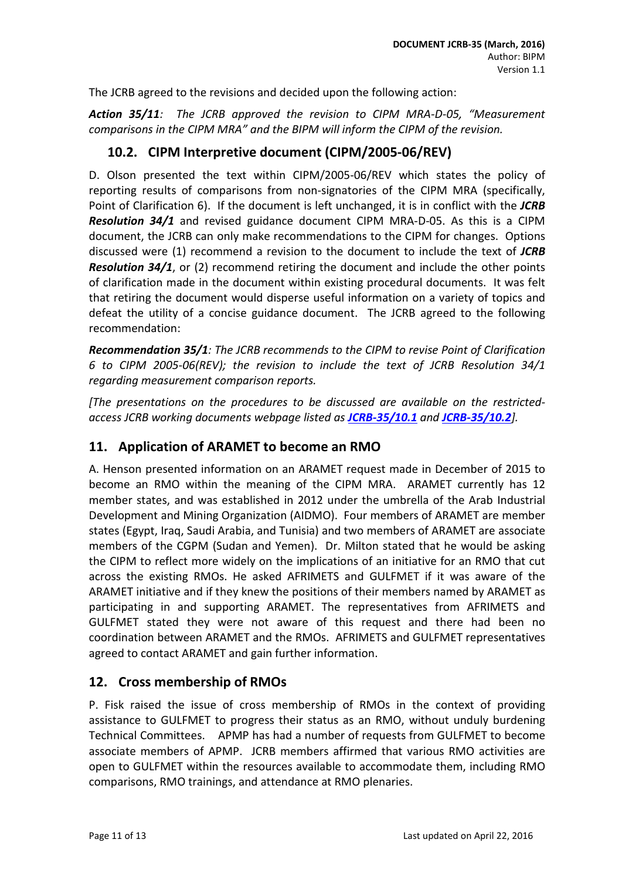The JCRB agreed to the revisions and decided upon the following action:

***Action 35/11**: The JCRB approved the revision to CIPM MRA-D-05, "Measurement comparisons in the CIPM MRA" and the BIPM will inform the CIPM of the revision.*

## 10.2. CIPM Interpretive document (CIPM/2005-06/REV)

D. Olson presented the text within CIPM/2005-06/REV which states the policy of reporting results of comparisons from non-signatories of the CIPM MRA (specifically, Point of Clarification 6). If the document is left unchanged, it is in conflict with the ***JCRB Resolution 34/1*** and revised guidance document CIPM MRA-D-05. As this is a CIPM document, the JCRB can only make recommendations to the CIPM for changes. Options discussed were (1) recommend a revision to the document to include the text of ***JCRB Resolution 34/1***, or (2) recommend retiring the document and include the other points of clarification made in the document within existing procedural documents. It was felt that retiring the document would disperse useful information on a variety of topics and defeat the utility of a concise guidance document. The JCRB agreed to the following recommendation:

***Recommendation 35/1**: The JCRB recommends to the CIPM to revise Point of Clarification 6 to CIPM 2005-06(REV); the revision to include the text of JCRB Resolution 34/1 regarding measurement comparison reports.*

*[The presentations on the procedures to be discussed are available on the restricted-access JCRB working documents webpage listed as **JCRB-35/10.1** and **JCRB-35/10.2**].*

## 11. Application of ARAMET to become an RMO

A. Henson presented information on an ARAMET request made in December of 2015 to become an RMO within the meaning of the CIPM MRA. ARAMET currently has 12 member states, and was established in 2012 under the umbrella of the Arab Industrial Development and Mining Organization (AIDMO). Four members of ARAMET are member states (Egypt, Iraq, Saudi Arabia, and Tunisia) and two members of ARAMET are associate members of the CGPM (Sudan and Yemen). Dr. Milton stated that he would be asking the CIPM to reflect more widely on the implications of an initiative for an RMO that cut across the existing RMOs. He asked AFRIMETS and GULFMET if it was aware of the ARAMET initiative and if they knew the positions of their members named by ARAMET as participating in and supporting ARAMET. The representatives from AFRIMETS and GULFMET stated they were not aware of this request and there had been no coordination between ARAMET and the RMOs. AFRIMETS and GULFMET representatives agreed to contact ARAMET and gain further information.

## 12. Cross membership of RMOs

P. Fisk raised the issue of cross membership of RMOs in the context of providing assistance to GULFMET to progress their status as an RMO, without unduly burdening Technical Committees. APMP has had a number of requests from GULFMET to become associate members of APMP. JCRB members affirmed that various RMO activities are open to GULFMET within the resources available to accommodate them, including RMO comparisons, RMO trainings, and attendance at RMO plenaries.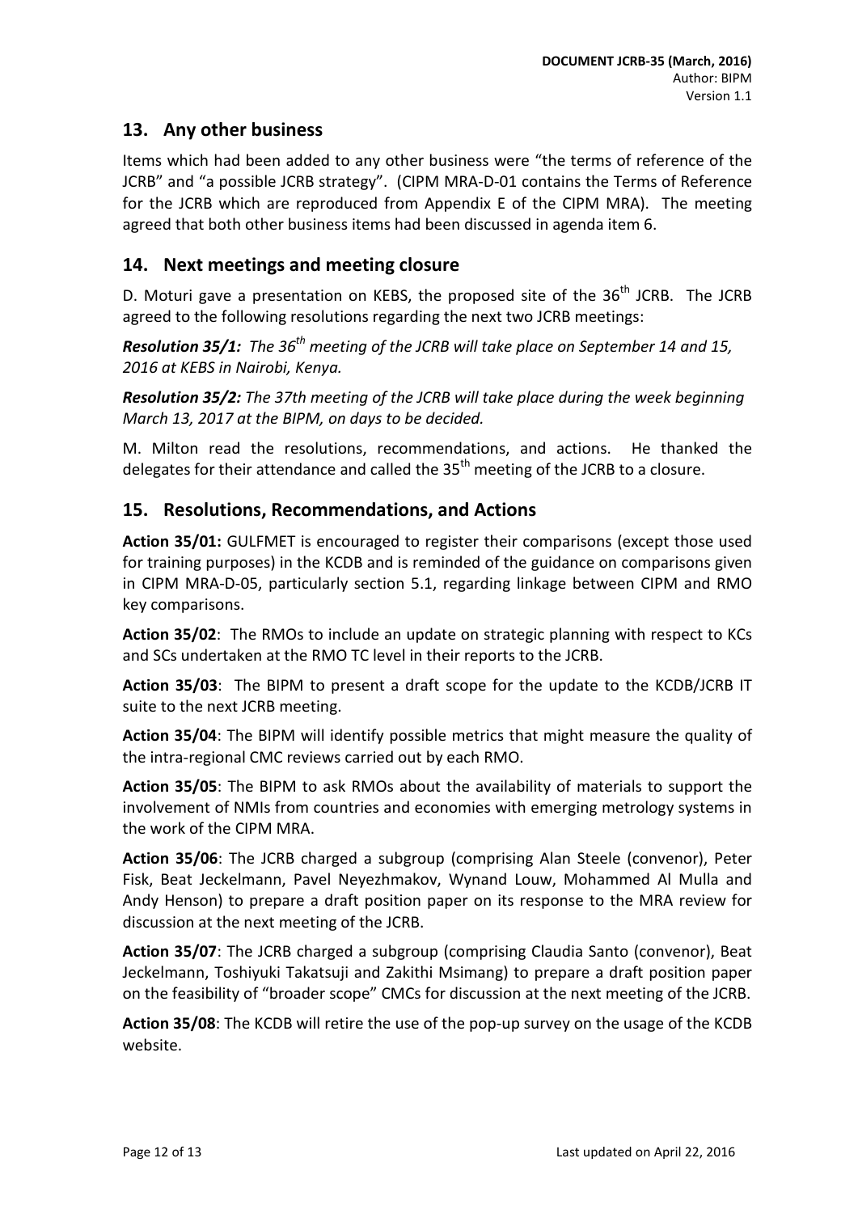## 13. Any other business

Items which had been added to any other business were "the terms of reference of the JCRB" and "a possible JCRB strategy". (CIPM MRA-D-01 contains the Terms of Reference for the JCRB which are reproduced from Appendix E of the CIPM MRA). The meeting agreed that both other business items had been discussed in agenda item 6.

## 14. Next meetings and meeting closure

D. Moturi gave a presentation on KEBS, the proposed site of the 36th JCRB. The JCRB agreed to the following resolutions regarding the next two JCRB meetings:

***Resolution 35/1:*** *The 36th meeting of the JCRB will take place on September 14 and 15, 2016 at KEBS in Nairobi, Kenya.*

***Resolution 35/2:*** *The 37th meeting of the JCRB will take place during the week beginning March 13, 2017 at the BIPM, on days to be decided.*

M. Milton read the resolutions, recommendations, and actions. He thanked the delegates for their attendance and called the 35th meeting of the JCRB to a closure.

## 15. Resolutions, Recommendations, and Actions

**Action 35/01:** GULFMET is encouraged to register their comparisons (except those used for training purposes) in the KCDB and is reminded of the guidance on comparisons given in CIPM MRA-D-05, particularly section 5.1, regarding linkage between CIPM and RMO key comparisons.

**Action 35/02**: The RMOs to include an update on strategic planning with respect to KCs and SCs undertaken at the RMO TC level in their reports to the JCRB.

**Action 35/03**: The BIPM to present a draft scope for the update to the KCDB/JCRB IT suite to the next JCRB meeting.

**Action 35/04**: The BIPM will identify possible metrics that might measure the quality of the intra-regional CMC reviews carried out by each RMO.

**Action 35/05**: The BIPM to ask RMOs about the availability of materials to support the involvement of NMIs from countries and economies with emerging metrology systems in the work of the CIPM MRA.

**Action 35/06**: The JCRB charged a subgroup (comprising Alan Steele (convenor), Peter Fisk, Beat Jeckelmann, Pavel Neyezhmakov, Wynand Louw, Mohammed Al Mulla and Andy Henson) to prepare a draft position paper on its response to the MRA review for discussion at the next meeting of the JCRB.

**Action 35/07**: The JCRB charged a subgroup (comprising Claudia Santo (convenor), Beat Jeckelmann, Toshiyuki Takatsuji and Zakithi Msimang) to prepare a draft position paper on the feasibility of "broader scope" CMCs for discussion at the next meeting of the JCRB.

**Action 35/08**: The KCDB will retire the use of the pop-up survey on the usage of the KCDB website.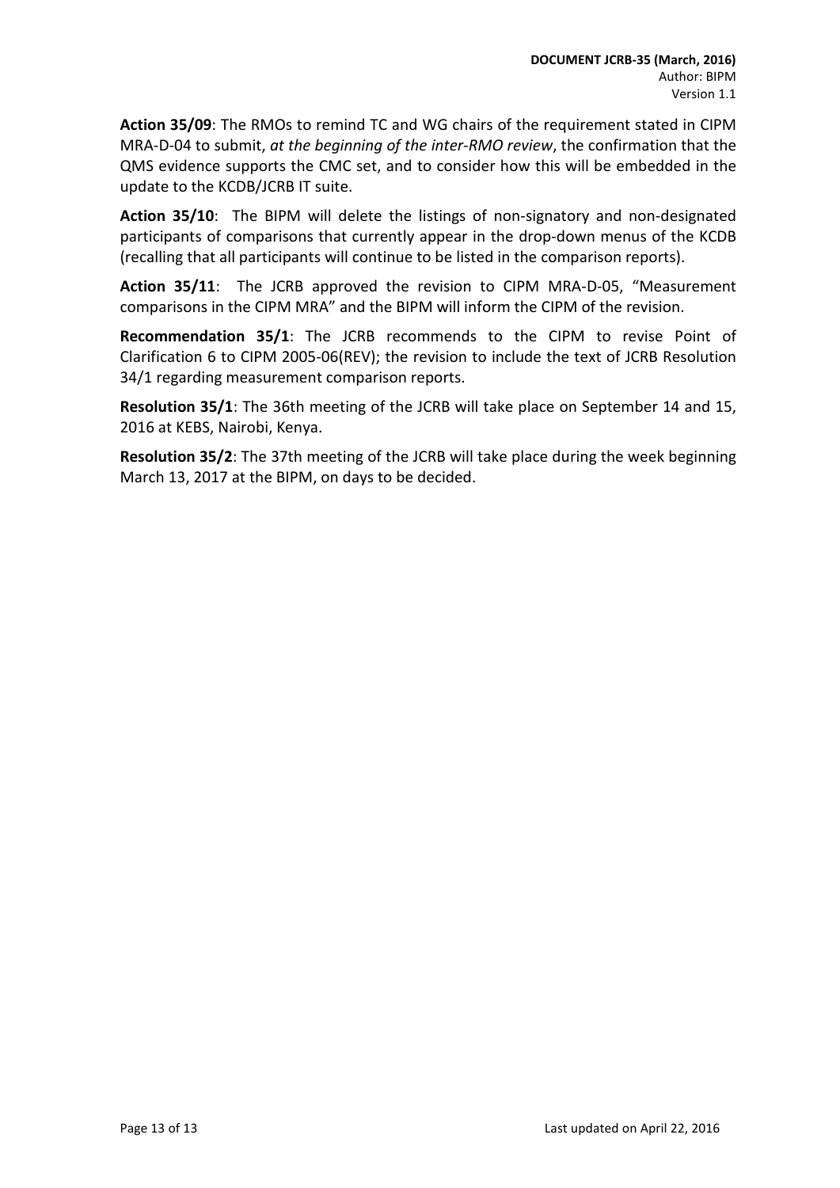**Action 35/09**: The RMOs to remind TC and WG chairs of the requirement stated in CIPM MRA-D-04 to submit, *at the beginning of the inter-RMO review*, the confirmation that the QMS evidence supports the CMC set, and to consider how this will be embedded in the update to the KCDB/JCRB IT suite.

**Action 35/10**: The BIPM will delete the listings of non-signatory and non-designated participants of comparisons that currently appear in the drop-down menus of the KCDB (recalling that all participants will continue to be listed in the comparison reports).

**Action 35/11**: The JCRB approved the revision to CIPM MRA-D-05, "Measurement comparisons in the CIPM MRA" and the BIPM will inform the CIPM of the revision.

**Recommendation 35/1**: The JCRB recommends to the CIPM to revise Point of Clarification 6 to CIPM 2005-06(REV); the revision to include the text of JCRB Resolution 34/1 regarding measurement comparison reports.

**Resolution 35/1**: The 36th meeting of the JCRB will take place on September 14 and 15, 2016 at KEBS, Nairobi, Kenya.

**Resolution 35/2**: The 37th meeting of the JCRB will take place during the week beginning March 13, 2017 at the BIPM, on days to be decided.